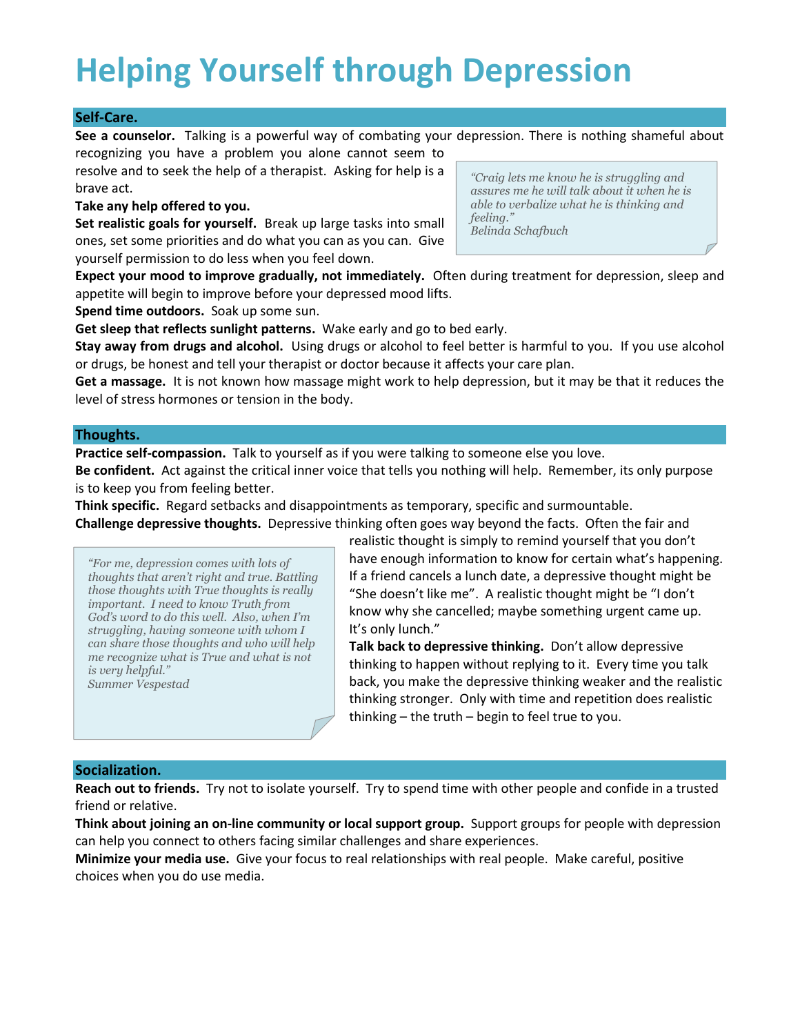# Helping Yourself through Depression

## Self-Care.

**See a counselor.** Talking is a powerful way of combating your depression. There is nothing shameful about recognizing you have a problem you alone cannot seem to resolve and to seek the help of a therapist. Asking for help is a brave act.

**Take any help offered to you.**

**Set realistic goals for yourself.** Break up large tasks into small ones, set some priorities and do what you can as you can. Give yourself permission to do less when you feel down.

> *"Craig lets me know he is struggling and assures me he will talk about it when he is able to verbalize what he is thinking and feeling."*
> *Belinda Schafbuch*

**Expect your mood to improve gradually, not immediately.** Often during treatment for depression, sleep and appetite will begin to improve before your depressed mood lifts.

**Spend time outdoors.** Soak up some sun.

**Get sleep that reflects sunlight patterns.** Wake early and go to bed early.

**Stay away from drugs and alcohol.** Using drugs or alcohol to feel better is harmful to you. If you use alcohol or drugs, be honest and tell your therapist or doctor because it affects your care plan.

**Get a massage.** It is not known how massage might work to help depression, but it may be that it reduces the level of stress hormones or tension in the body.

## Thoughts.

**Practice self-compassion.** Talk to yourself as if you were talking to someone else you love.

**Be confident.** Act against the critical inner voice that tells you nothing will help. Remember, its only purpose is to keep you from feeling better.

**Think specific.** Regard setbacks and disappointments as temporary, specific and surmountable.

**Challenge depressive thoughts.** Depressive thinking often goes way beyond the facts. Often the fair and realistic thought is simply to remind yourself that you don't have enough information to know for certain what's happening. If a friend cancels a lunch date, a depressive thought might be "She doesn't like me". A realistic thought might be "I don't know why she cancelled; maybe something urgent came up. It's only lunch."

**Talk back to depressive thinking.** Don't allow depressive thinking to happen without replying to it. Every time you talk back, you make the depressive thinking weaker and the realistic thinking stronger. Only with time and repetition does realistic thinking – the truth – begin to feel true to you.

> *"For me, depression comes with lots of thoughts that aren't right and true. Battling those thoughts with True thoughts is really important. I need to know Truth from God's word to do this well. Also, when I'm struggling, having someone with whom I can share those thoughts and who will help me recognize what is True and what is not is very helpful."*
> *Summer Vespestad*

## Socialization.

**Reach out to friends.** Try not to isolate yourself. Try to spend time with other people and confide in a trusted friend or relative.

**Think about joining an on-line community or local support group.** Support groups for people with depression can help you connect to others facing similar challenges and share experiences.

**Minimize your media use.** Give your focus to real relationships with real people. Make careful, positive choices when you do use media.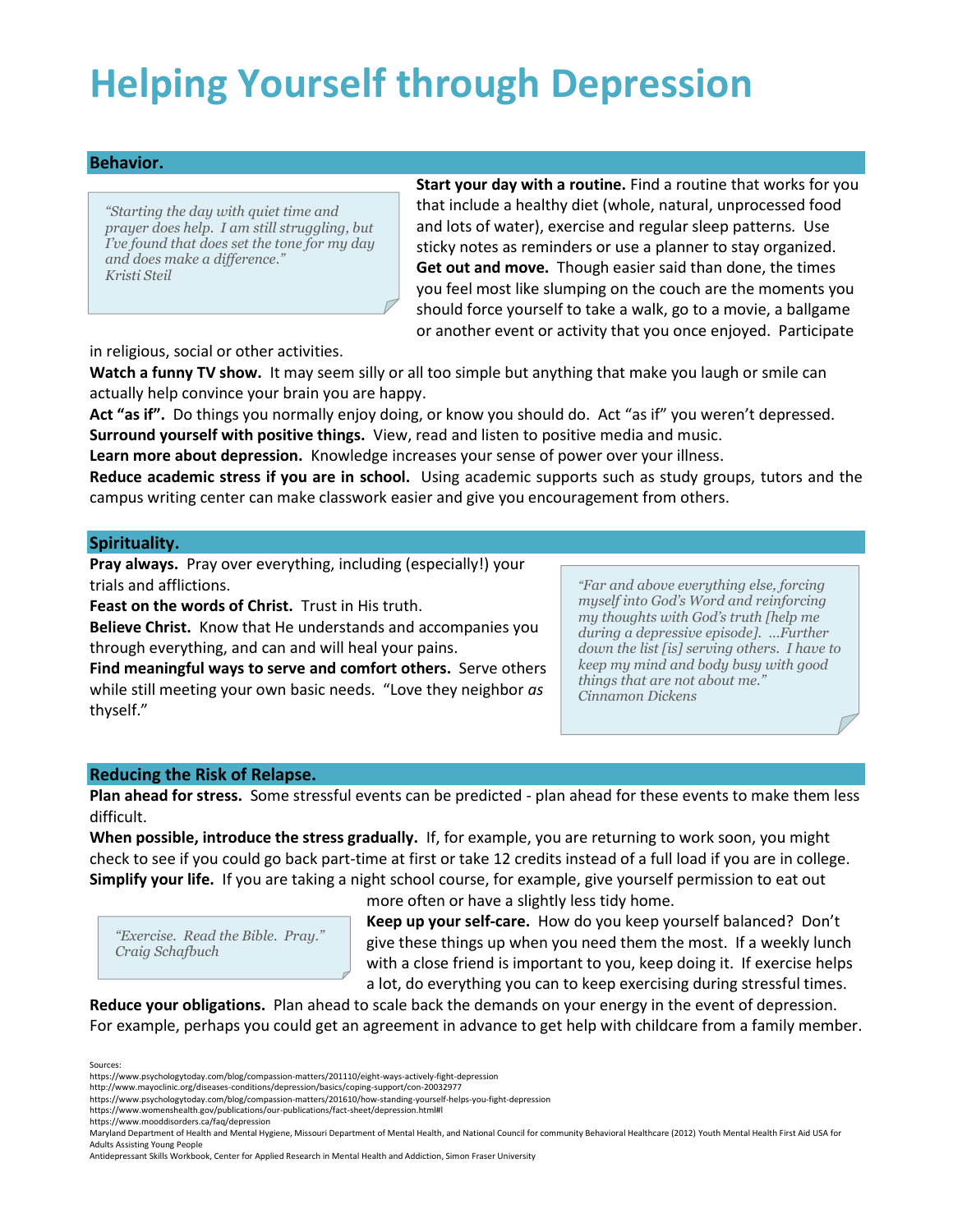# Helping Yourself through Depression

## Behavior.

> *"Starting the day with quiet time and prayer does help. I am still struggling, but I've found that does set the tone for my day and does make a difference."*
> *Kristi Steil*

**Start your day with a routine.** Find a routine that works for you that include a healthy diet (whole, natural, unprocessed food and lots of water), exercise and regular sleep patterns. Use sticky notes as reminders or use a planner to stay organized.
**Get out and move.** Though easier said than done, the times you feel most like slumping on the couch are the moments you should force yourself to take a walk, go to a movie, a ballgame or another event or activity that you once enjoyed. Participate in religious, social or other activities.
**Watch a funny TV show.** It may seem silly or all too simple but anything that make you laugh or smile can actually help convince your brain you are happy.
**Act "as if".** Do things you normally enjoy doing, or know you should do. Act "as if" you weren't depressed.
**Surround yourself with positive things.** View, read and listen to positive media and music.
**Learn more about depression.** Knowledge increases your sense of power over your illness.
**Reduce academic stress if you are in school.** Using academic supports such as study groups, tutors and the campus writing center can make classwork easier and give you encouragement from others.

## Spirituality.

**Pray always.** Pray over everything, including (especially!) your trials and afflictions.
**Feast on the words of Christ.** Trust in His truth.
**Believe Christ.** Know that He understands and accompanies you through everything, and can and will heal your pains.
**Find meaningful ways to serve and comfort others.** Serve others while still meeting your own basic needs. "Love they neighbor *as* thyself."

> *"Far and above everything else, forcing myself into God's Word and reinforcing my thoughts with God's truth [help me during a depressive episode]. ...Further down the list [is] serving others. I have to keep my mind and body busy with good things that are not about me."*
> *Cinnamon Dickens*

## Reducing the Risk of Relapse.

**Plan ahead for stress.** Some stressful events can be predicted - plan ahead for these events to make them less difficult.
**When possible, introduce the stress gradually.** If, for example, you are returning to work soon, you might check to see if you could go back part-time at first or take 12 credits instead of a full load if you are in college.
**Simplify your life.** If you are taking a night school course, for example, give yourself permission to eat out more often or have a slightly less tidy home.

> *"Exercise. Read the Bible. Pray."*
> *Craig Schafbuch*

**Keep up your self-care.** How do you keep yourself balanced? Don't give these things up when you need them the most. If a weekly lunch with a close friend is important to you, keep doing it. If exercise helps a lot, do everything you can to keep exercising during stressful times.
**Reduce your obligations.** Plan ahead to scale back the demands on your energy in the event of depression. For example, perhaps you could get an agreement in advance to get help with childcare from a family member.

Sources:
https://www.psychologytoday.com/blog/compassion-matters/201110/eight-ways-actively-fight-depression
http://www.mayoclinic.org/diseases-conditions/depression/basics/coping-support/con-20032977
https://www.psychologytoday.com/blog/compassion-matters/201610/how-standing-yourself-helps-you-fight-depression
https://www.womenshealth.gov/publications/our-publications/fact-sheet/depression.html#l
https://www.mooddisorders.ca/faq/depression
Maryland Department of Health and Mental Hygiene, Missouri Department of Mental Health, and National Council for community Behavioral Healthcare (2012) Youth Mental Health First Aid USA for Adults Assisting Young People
Antidepressant Skills Workbook, Center for Applied Research in Mental Health and Addiction, Simon Fraser University